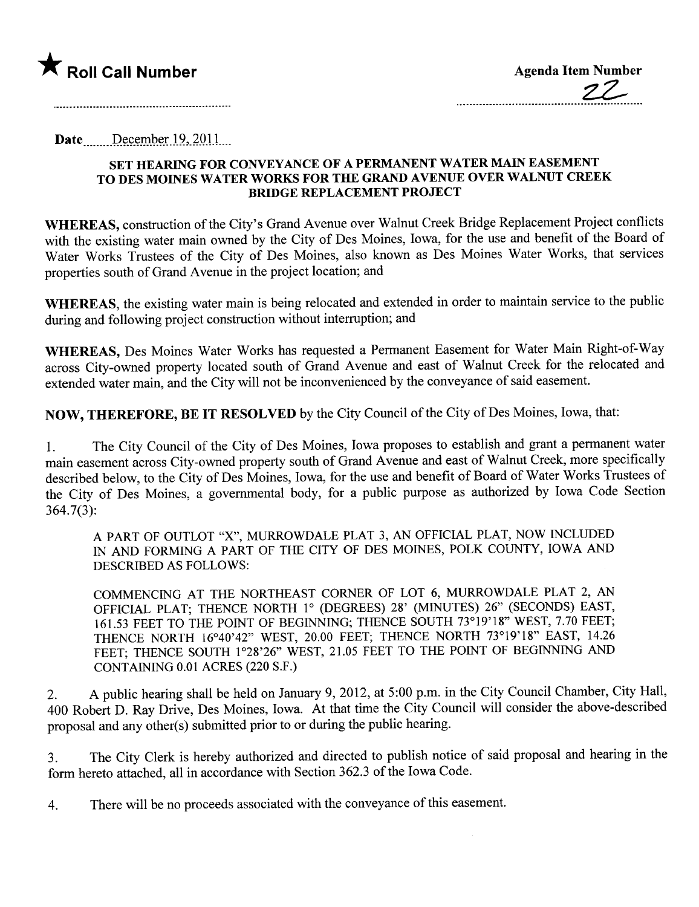★ **Roll Call Number**

**Agenda Item Number**

22

**Date** December 19, 2011

## SET HEARING FOR CONVEYANCE OF A PERMANENT WATER MAIN EASEMENT TO DES MOINES WATER WORKS FOR THE GRAND AVENUE OVER WALNUT CREEK BRIDGE REPLACEMENT PROJECT

**WHEREAS,** construction of the City's Grand Avenue over Walnut Creek Bridge Replacement Project conflicts with the existing water main owned by the City of Des Moines, Iowa, for the use and benefit of the Board of Water Works Trustees of the City of Des Moines, also known as Des Moines Water Works, that services properties south of Grand Avenue in the project location; and

**WHEREAS,** the existing water main is being relocated and extended in order to maintain service to the public during and following project construction without interruption; and

**WHEREAS,** Des Moines Water Works has requested a Permanent Easement for Water Main Right-of-Way across City-owned property located south of Grand Avenue and east of Walnut Creek for the relocated and extended water main, and the City will not be inconvenienced by the conveyance of said easement.

**NOW, THEREFORE, BE IT RESOLVED** by the City Council of the City of Des Moines, Iowa, that:

1. The City Council of the City of Des Moines, Iowa proposes to establish and grant a permanent water main easement across City-owned property south of Grand Avenue and east of Walnut Creek, more specifically described below, to the City of Des Moines, Iowa, for the use and benefit of Board of Water Works Trustees of the City of Des Moines, a governmental body, for a public purpose as authorized by Iowa Code Section 364.7(3):

   A PART OF OUTLOT "X", MURROWDALE PLAT 3, AN OFFICIAL PLAT, NOW INCLUDED IN AND FORMING A PART OF THE CITY OF DES MOINES, POLK COUNTY, IOWA AND DESCRIBED AS FOLLOWS:

   COMMENCING AT THE NORTHEAST CORNER OF LOT 6, MURROWDALE PLAT 2, AN OFFICIAL PLAT; THENCE NORTH 1° (DEGREES) 28' (MINUTES) 26" (SECONDS) EAST, 161.53 FEET TO THE POINT OF BEGINNING; THENCE SOUTH 73°19'18" WEST, 7.70 FEET; THENCE NORTH 16°40'42" WEST, 20.00 FEET; THENCE NORTH 73°19'18" EAST, 14.26 FEET; THENCE SOUTH 1°28'26" WEST, 21.05 FEET TO THE POINT OF BEGINNING AND CONTAINING 0.01 ACRES (220 S.F.)

2. A public hearing shall be held on January 9, 2012, at 5:00 p.m. in the City Council Chamber, City Hall, 400 Robert D. Ray Drive, Des Moines, Iowa. At that time the City Council will consider the above-described proposal and any other(s) submitted prior to or during the public hearing.

3. The City Clerk is hereby authorized and directed to publish notice of said proposal and hearing in the form hereto attached, all in accordance with Section 362.3 of the Iowa Code.

4. There will be no proceeds associated with the conveyance of this easement.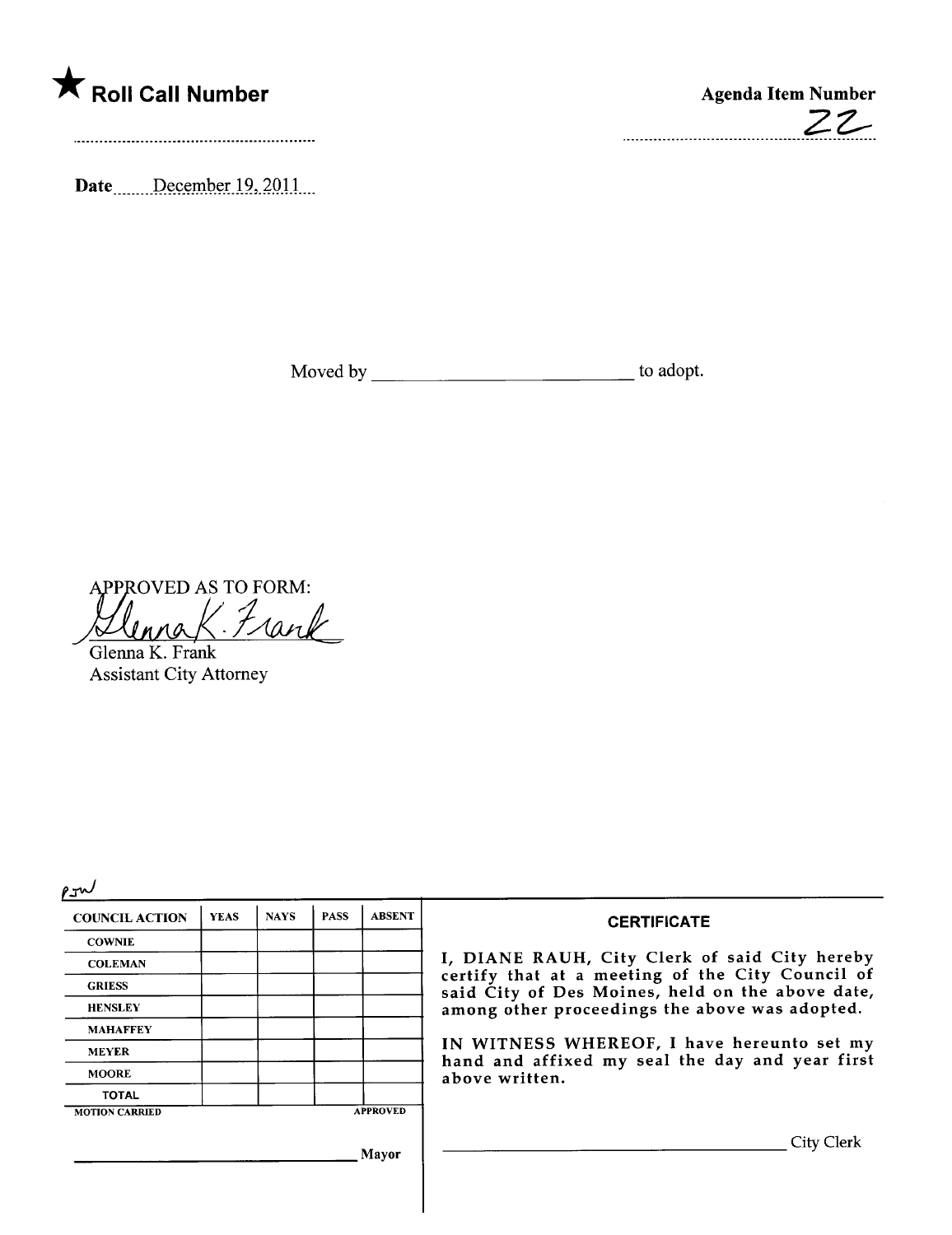★ **Roll Call Number**

.........................................................

**Agenda Item Number**

22

**Date** December 19, 2011

Moved by \_\_\_\_\_\_\_\_\_\_\_\_\_\_\_\_\_\_\_\_\_\_\_\_\_\_\_\_ to adopt.

APPROVED AS TO FORM:

Glenna K. Frank

Glenna K. Frank
Assistant City Attorney

PJW

| COUNCIL ACTION | YEAS | NAYS | PASS | ABSENT |
|---|---|---|---|---|
| COWNIE | | | | |
| COLEMAN | | | | |
| GRIESS | | | | |
| HENSLEY | | | | |
| MAHAFFEY | | | | |
| MEYER | | | | |
| MOORE | | | | |
| TOTAL | | | | |
| MOTION CARRIED | | | | APPROVED |

\_\_\_\_\_\_\_\_\_\_\_\_\_\_\_\_\_\_\_\_\_\_\_\_\_\_\_\_\_\_ Mayor

**CERTIFICATE**

I, DIANE RAUH, City Clerk of said City hereby certify that at a meeting of the City Council of said City of Des Moines, held on the above date, among other proceedings the above was adopted.

IN WITNESS WHEREOF, I have hereunto set my hand and affixed my seal the day and year first above written.

\_\_\_\_\_\_\_\_\_\_\_\_\_\_\_\_\_\_\_\_\_\_\_\_\_\_\_\_\_\_ City Clerk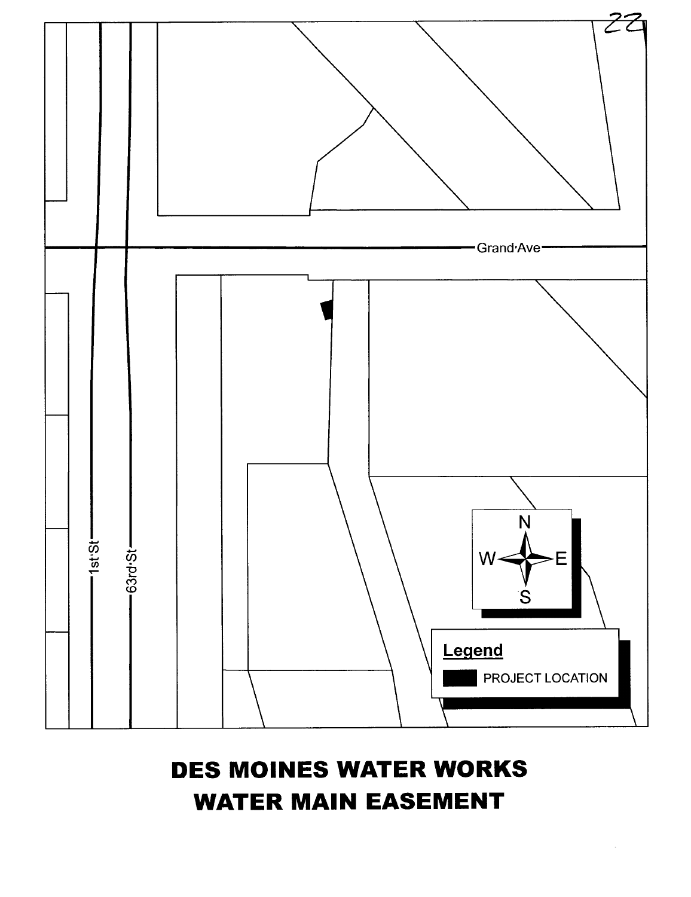22

Grand Ave

1st St

63rd St

N

W

E

S

Legend

PROJECT LOCATION

**DES MOINES WATER WORKS**
**WATER MAIN EASEMENT**